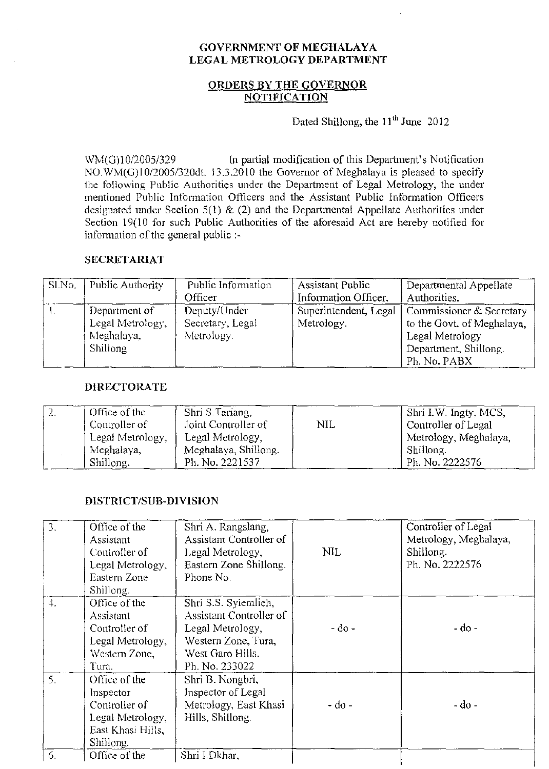**GOVERNMENT OF MEGHALAYA**
**LEGAL METROLOGY DEPARTMENT**

**ORDERS BY THE GOVERNOR**
**NOTIFICATION**

Dated Shillong, the 11th June 2012

WM(G)10/2005/329 In partial modification of this Department's Notification NO.WM(G)10/2005/320dt. 13.3.2010 the Governor of Meghalaya is pleased to specify the following Public Authorities under the Department of Legal Metrology, the under mentioned Public Information Officers and the Assistant Public Information Officers designated under Section 5(1) & (2) and the Departmental Appellate Authorities under Section 19(10 for such Public Authorities of the aforesaid Act are hereby notified for information of the general public :-

**SECRETARIAT**

| Sl.No. | Public Authority | Public Information Officer | Assistant Public Information Officer. | Departmental Appellate Authorities. |
|---|---|---|---|---|
| 1 | Department of Legal Metrology, Meghalaya, Shillong | Deputy/Under Secretary, Legal Metrology. | Superintendent, Legal Metrology. | Commissioner & Secretary to the Govt. of Meghalaya, Legal Metrology Department, Shillong. Ph. No. PABX |

**DIRECTORATE**

| | | | | |
|---|---|---|---|---|
| 2. | Office of the Controller of Legal Metrology, Meghalaya, Shillong. | Shri S.Tariang, Joint Controller of Legal Metrology, Meghalaya, Shillong. Ph. No. 2221537 | NIL | Shri I.W. Ingty, MCS, Controller of Legal Metrology, Meghalaya, Shillong. Ph. No. 2222576 |

**DISTRICT/SUB-DIVISION**

| | | | | |
|---|---|---|---|---|
| 3. | Office of the Assistant Controller of Legal Metrology, Eastern Zone Shillong. | Shri A. Rangslang, Assistant Controller of Legal Metrology, Eastern Zone Shillong. Phone No. | NIL | Controller of Legal Metrology, Meghalaya, Shillong. Ph. No. 2222576 |
| 4. | Office of the Assistant Controller of Legal Metrology, Western Zone, Tura. | Shri S.S. Syiemlieh, Assistant Controller of Legal Metrology, Western Zone, Tura, West Garo Hills. Ph. No. 233022 | - do - | - do - |
| 5. | Office of the Inspector Controller of Legal Metrology, East Khasi Hills, Shillong. | Shri B. Nongbri, Inspector of Legal Metrology, East Khasi Hills, Shillong. | - do - | - do - |
| 6. | Office of the | Shri I.Dkhar, | | |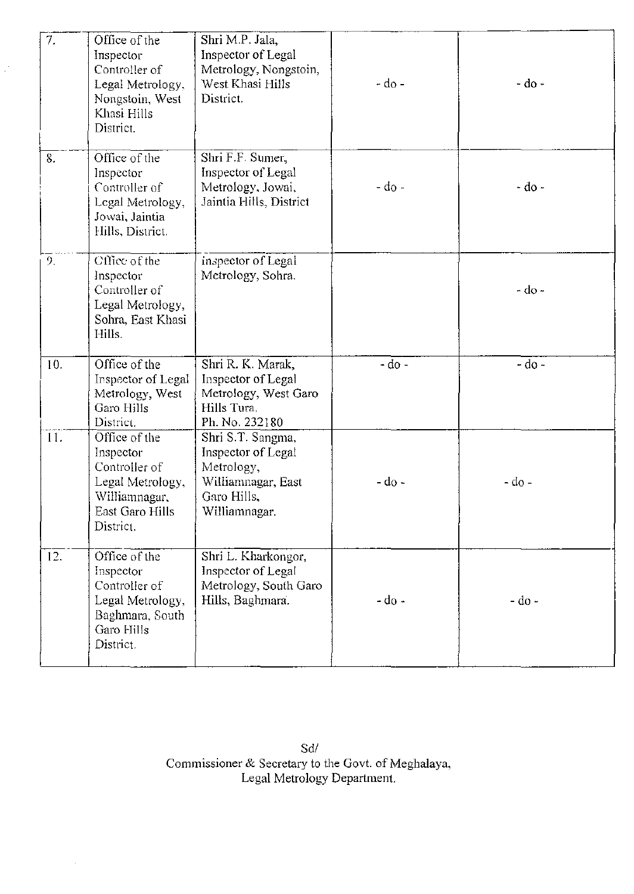| | | | | |
|---|---|---|---|---|
| 7. | Office of the Inspector Controller of Legal Metrology, Nongstoin, West Khasi Hills District. | Shri M.P. Jala, Inspector of Legal Metrology, Nongstoin, West Khasi Hills District. | - do - | - do - |
| 8. | Office of the Inspector Controller of Legal Metrology, Jowai, Jaintia Hills, District. | Shri F.F. Sumer, Inspector of Legal Metrology, Jowai, Jaintia Hills, District | - do - | - do - |
| 9. | Office of the Inspector Controller of Legal Metrology, Sohra, East Khasi Hills. | inspector of Legal Metrology, Sohra. | | - do - |
| 10. | Office of the Inspector of Legal Metrology, West Garo Hills District. | Shri R. K. Marak, Inspector of Legal Metrology, West Garo Hills Tura. Ph. No. 232180 | - do - | - do - |
| 11. | Office of the Inspector Controller of Legal Metrology, Williamnagar, East Garo Hills District. | Shri S.T. Sangma, Inspector of Legal Metrology, Williamnagar, East Garo Hills, Williamnagar. | - do - | - do - |
| 12. | Office of the Inspector Controller of Legal Metrology, Baghmara, South Garo Hills District. | Shri L. Kharkongor, Inspector of Legal Metrology, South Garo Hills, Baghmara. | - do - | - do - |

Sd/
Commissioner & Secretary to the Govt. of Meghalaya,
Legal Metrology Department.